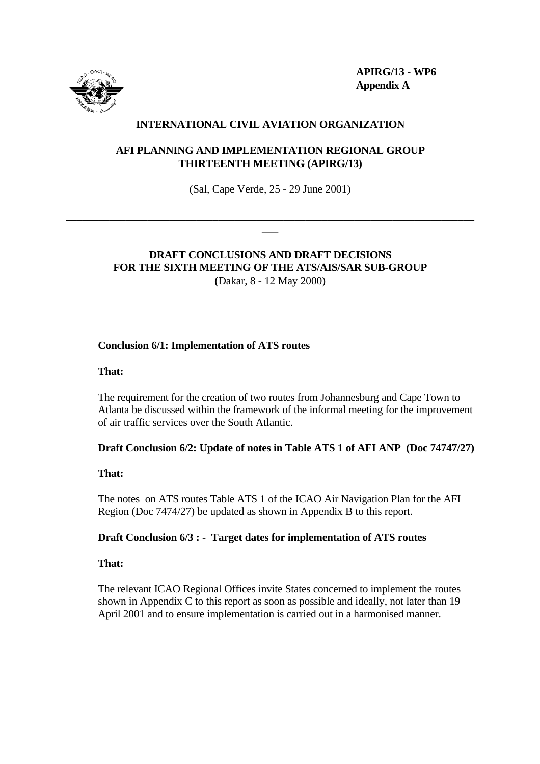**APIRG/13 - WP6**
**Appendix A**

**INTERNATIONAL CIVIL AVIATION ORGANIZATION**

**AFI PLANNING AND IMPLEMENTATION REGIONAL GROUP**
**THIRTEENTH MEETING (APIRG/13)**

(Sal, Cape Verde, 25 - 29 June 2001)

---

**DRAFT CONCLUSIONS AND DRAFT DECISIONS**
**FOR THE SIXTH MEETING OF THE ATS/AIS/SAR SUB-GROUP**
**(**Dakar, 8 - 12 May 2000)

**Conclusion 6/1: Implementation of ATS routes**

**That:**

The requirement for the creation of two routes from Johannesburg and Cape Town to Atlanta be discussed within the framework of the informal meeting for the improvement of air traffic services over the South Atlantic.

**Draft Conclusion 6/2: Update of notes in Table ATS 1 of AFI ANP (Doc 74747/27)**

**That:**

The notes on ATS routes Table ATS 1 of the ICAO Air Navigation Plan for the AFI Region (Doc 7474/27) be updated as shown in Appendix B to this report.

**Draft Conclusion 6/3 : - Target dates for implementation of ATS routes**

**That:**

The relevant ICAO Regional Offices invite States concerned to implement the routes shown in Appendix C to this report as soon as possible and ideally, not later than 19 April 2001 and to ensure implementation is carried out in a harmonised manner.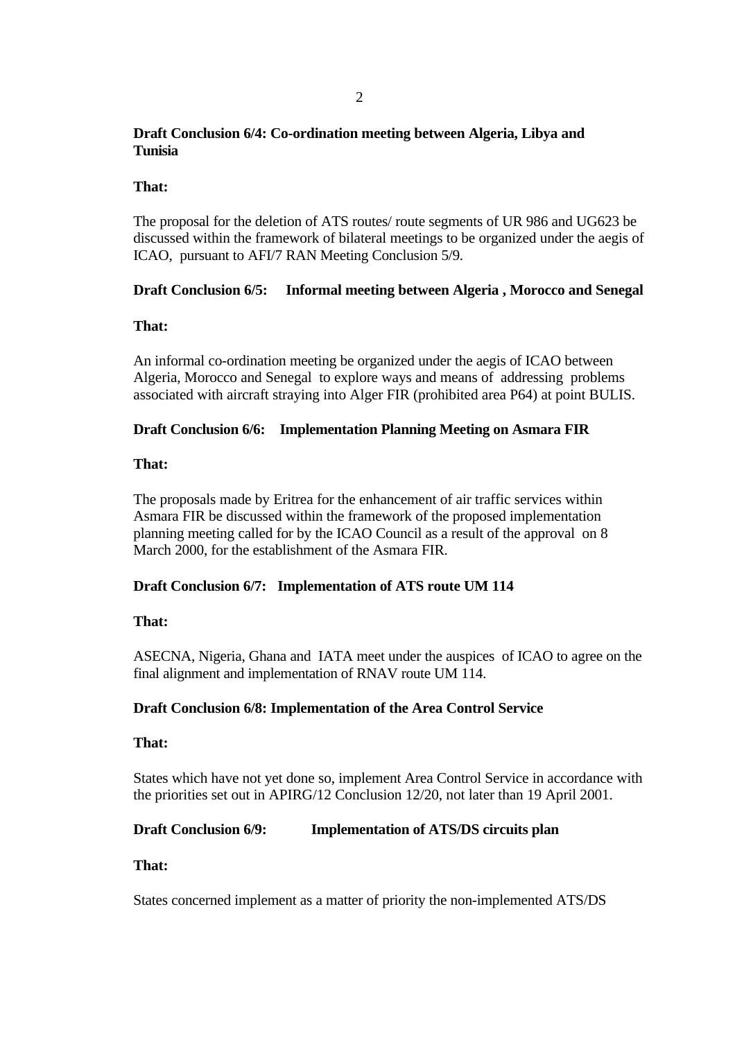**Draft Conclusion 6/4: Co-ordination meeting between Algeria, Libya and Tunisia**

**That:**

The proposal for the deletion of ATS routes/ route segments of UR 986 and UG623 be discussed within the framework of bilateral meetings to be organized under the aegis of ICAO, pursuant to AFI/7 RAN Meeting Conclusion 5/9.

**Draft Conclusion 6/5: Informal meeting between Algeria , Morocco and Senegal**

**That:**

An informal co-ordination meeting be organized under the aegis of ICAO between Algeria, Morocco and Senegal to explore ways and means of addressing problems associated with aircraft straying into Alger FIR (prohibited area P64) at point BULIS.

**Draft Conclusion 6/6: Implementation Planning Meeting on Asmara FIR**

**That:**

The proposals made by Eritrea for the enhancement of air traffic services within Asmara FIR be discussed within the framework of the proposed implementation planning meeting called for by the ICAO Council as a result of the approval on 8 March 2000, for the establishment of the Asmara FIR.

**Draft Conclusion 6/7: Implementation of ATS route UM 114**

**That:**

ASECNA, Nigeria, Ghana and IATA meet under the auspices of ICAO to agree on the final alignment and implementation of RNAV route UM 114.

**Draft Conclusion 6/8: Implementation of the Area Control Service**

**That:**

States which have not yet done so, implement Area Control Service in accordance with the priorities set out in APIRG/12 Conclusion 12/20, not later than 19 April 2001.

**Draft Conclusion 6/9: Implementation of ATS/DS circuits plan**

**That:**

States concerned implement as a matter of priority the non-implemented ATS/DS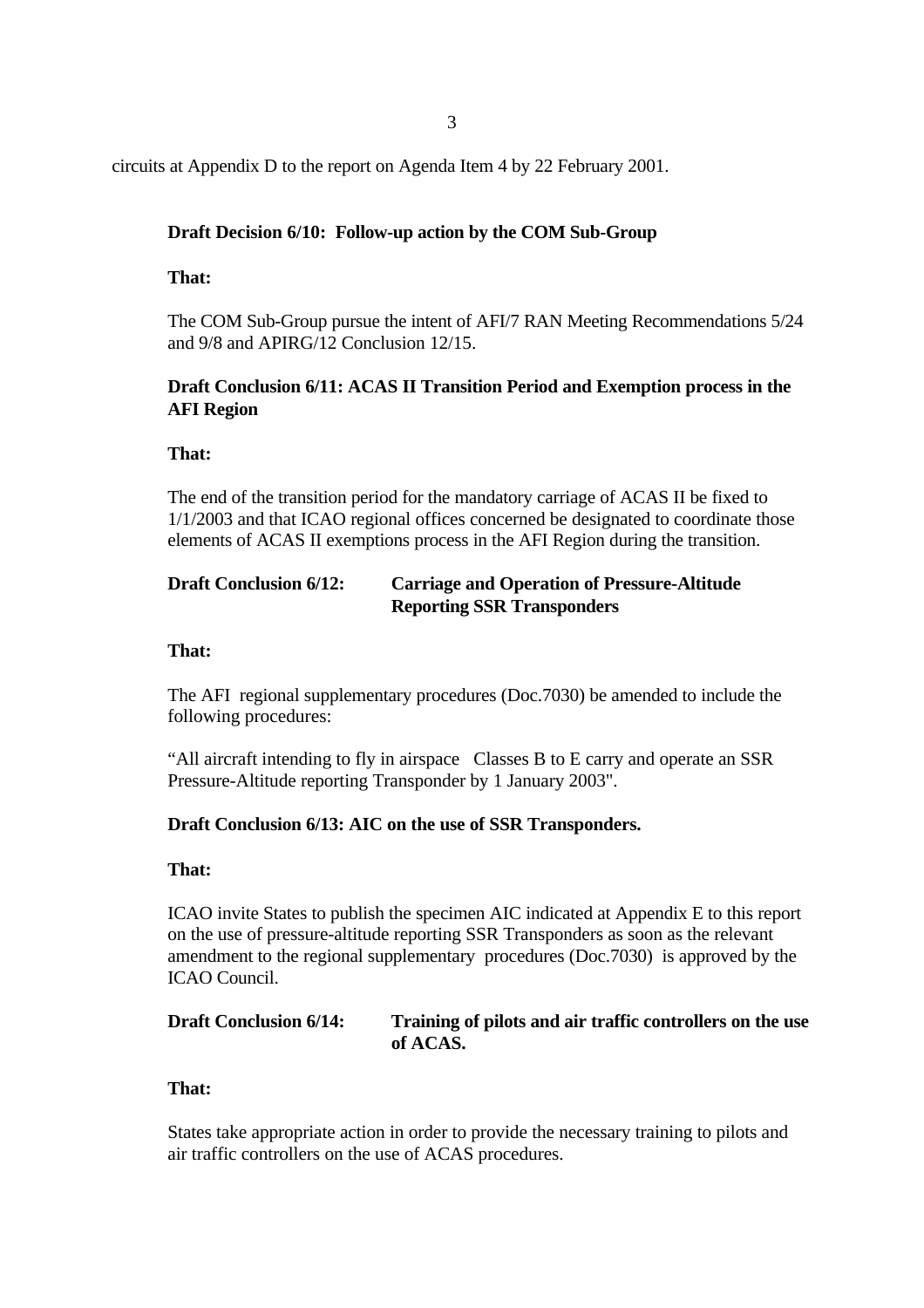circuits at Appendix D to the report on Agenda Item 4 by 22 February 2001.

**Draft Decision 6/10: Follow-up action by the COM Sub-Group**

**That:**

The COM Sub-Group pursue the intent of AFI/7 RAN Meeting Recommendations 5/24 and 9/8 and APIRG/12 Conclusion 12/15.

**Draft Conclusion 6/11: ACAS II Transition Period and Exemption process in the AFI Region**

**That:**

The end of the transition period for the mandatory carriage of ACAS II be fixed to 1/1/2003 and that ICAO regional offices concerned be designated to coordinate those elements of ACAS II exemptions process in the AFI Region during the transition.

**Draft Conclusion 6/12: Carriage and Operation of Pressure-Altitude Reporting SSR Transponders**

**That:**

The AFI regional supplementary procedures (Doc.7030) be amended to include the following procedures:

"All aircraft intending to fly in airspace Classes B to E carry and operate an SSR Pressure-Altitude reporting Transponder by 1 January 2003".

**Draft Conclusion 6/13: AIC on the use of SSR Transponders.**

**That:**

ICAO invite States to publish the specimen AIC indicated at Appendix E to this report on the use of pressure-altitude reporting SSR Transponders as soon as the relevant amendment to the regional supplementary procedures (Doc.7030) is approved by the ICAO Council.

**Draft Conclusion 6/14: Training of pilots and air traffic controllers on the use of ACAS.**

**That:**

States take appropriate action in order to provide the necessary training to pilots and air traffic controllers on the use of ACAS procedures.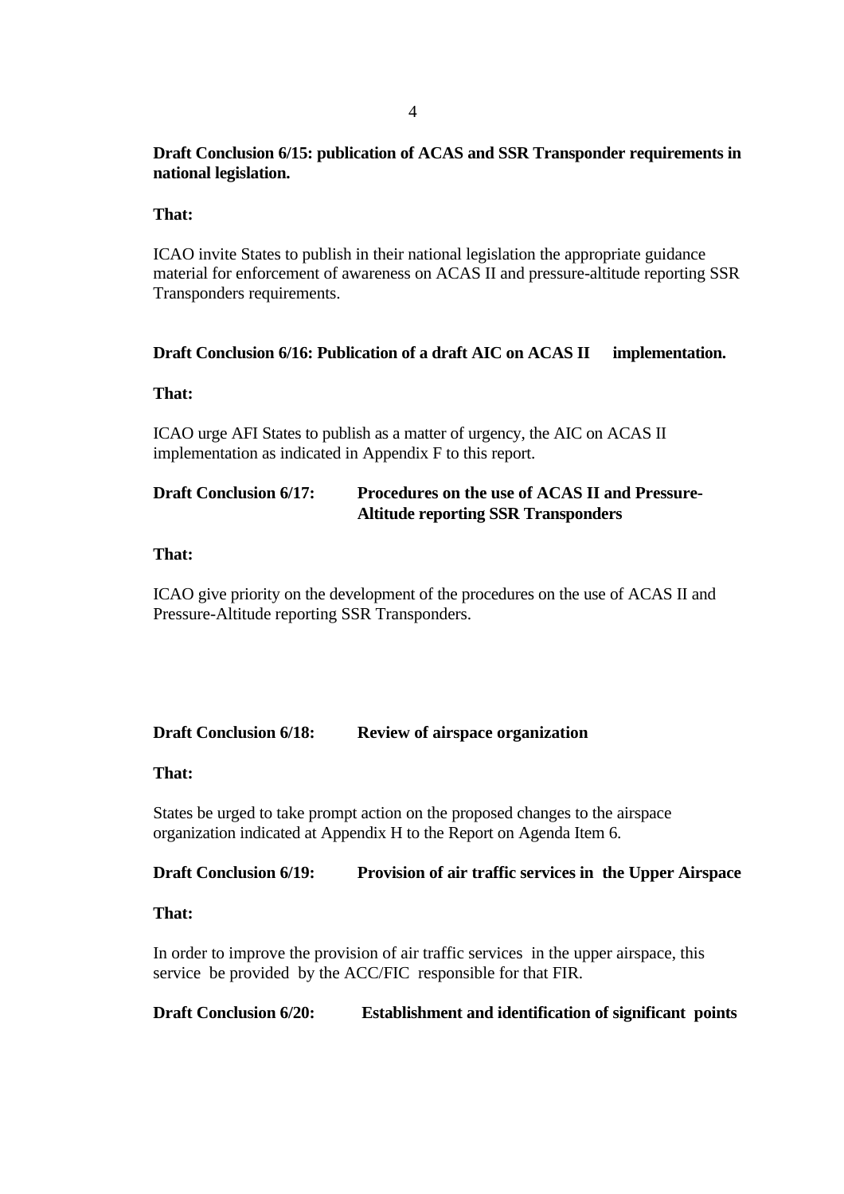**Draft Conclusion 6/15: publication of ACAS and SSR Transponder requirements in national legislation.**

**That:**

ICAO invite States to publish in their national legislation the appropriate guidance material for enforcement of awareness on ACAS II and pressure-altitude reporting SSR Transponders requirements.

**Draft Conclusion 6/16: Publication of a draft AIC on ACAS II implementation.**

**That:**

ICAO urge AFI States to publish as a matter of urgency, the AIC on ACAS II implementation as indicated in Appendix F to this report.

**Draft Conclusion 6/17: Procedures on the use of ACAS II and Pressure-Altitude reporting SSR Transponders**

**That:**

ICAO give priority on the development of the procedures on the use of ACAS II and Pressure-Altitude reporting SSR Transponders.

**Draft Conclusion 6/18: Review of airspace organization**

**That:**

States be urged to take prompt action on the proposed changes to the airspace organization indicated at Appendix H to the Report on Agenda Item 6.

**Draft Conclusion 6/19: Provision of air traffic services in the Upper Airspace**

**That:**

In order to improve the provision of air traffic services in the upper airspace, this service be provided by the ACC/FIC responsible for that FIR.

**Draft Conclusion 6/20: Establishment and identification of significant points**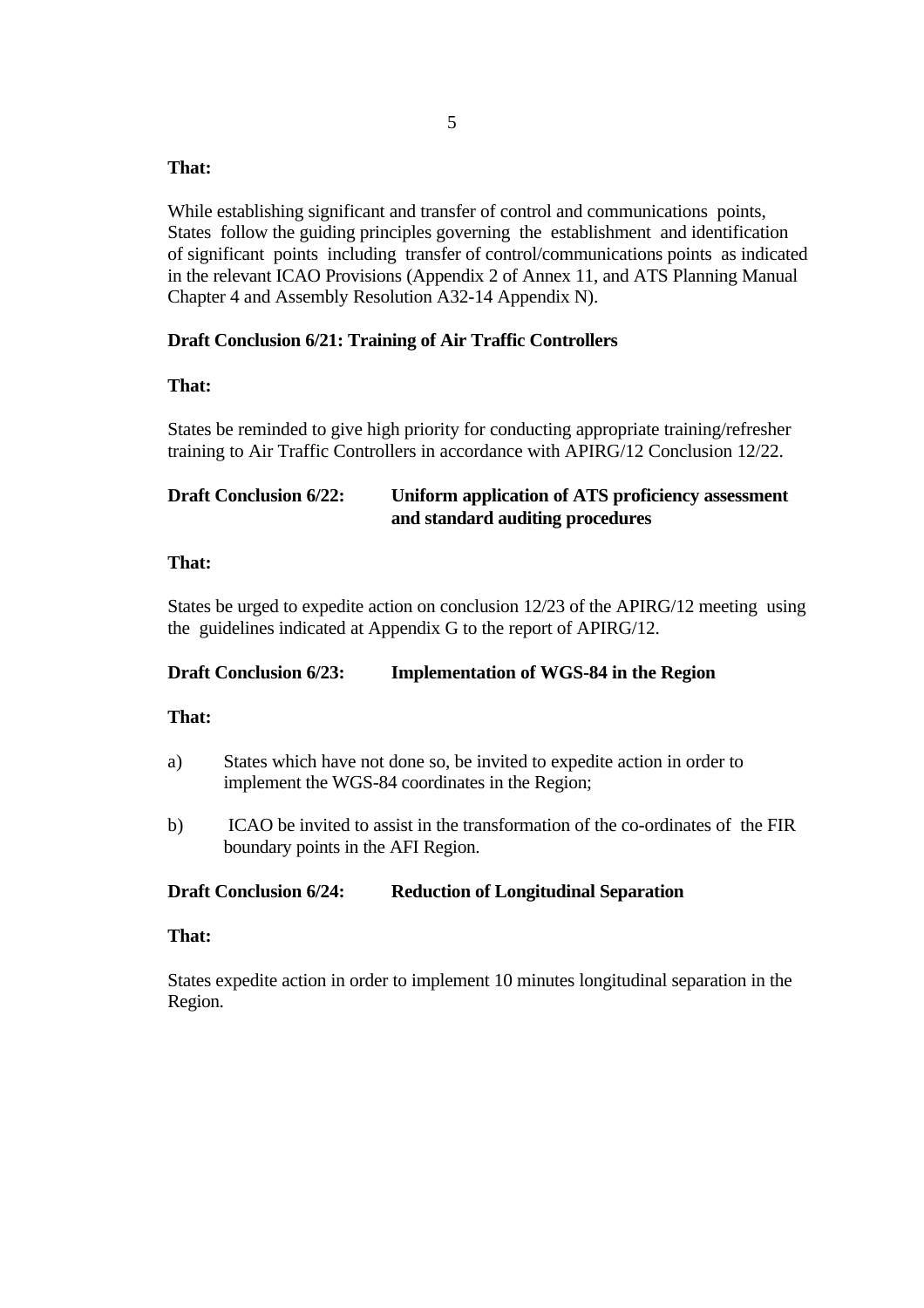**That:**

While establishing significant and transfer of control and communications points, States follow the guiding principles governing the establishment and identification of significant points including transfer of control/communications points as indicated in the relevant ICAO Provisions (Appendix 2 of Annex 11, and ATS Planning Manual Chapter 4 and Assembly Resolution A32-14 Appendix N).

**Draft Conclusion 6/21: Training of Air Traffic Controllers**

**That:**

States be reminded to give high priority for conducting appropriate training/refresher training to Air Traffic Controllers in accordance with APIRG/12 Conclusion 12/22.

**Draft Conclusion 6/22: Uniform application of ATS proficiency assessment and standard auditing procedures**

**That:**

States be urged to expedite action on conclusion 12/23 of the APIRG/12 meeting using the guidelines indicated at Appendix G to the report of APIRG/12.

**Draft Conclusion 6/23: Implementation of WGS-84 in the Region**

**That:**

a) States which have not done so, be invited to expedite action in order to implement the WGS-84 coordinates in the Region;

b) ICAO be invited to assist in the transformation of the co-ordinates of the FIR boundary points in the AFI Region.

**Draft Conclusion 6/24: Reduction of Longitudinal Separation**

**That:**

States expedite action in order to implement 10 minutes longitudinal separation in the Region.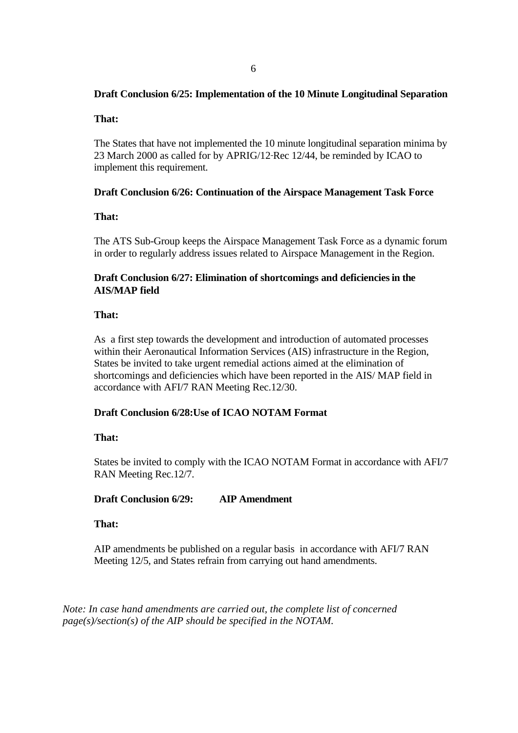**Draft Conclusion 6/25: Implementation of the 10 Minute Longitudinal Separation**

**That:**

The States that have not implemented the 10 minute longitudinal separation minima by 23 March 2000 as called for by APRIG/12-Rec 12/44, be reminded by ICAO to implement this requirement.

**Draft Conclusion 6/26: Continuation of the Airspace Management Task Force**

**That:**

The ATS Sub-Group keeps the Airspace Management Task Force as a dynamic forum in order to regularly address issues related to Airspace Management in the Region.

**Draft Conclusion 6/27: Elimination of shortcomings and deficiencies in the AIS/MAP field**

**That:**

As a first step towards the development and introduction of automated processes within their Aeronautical Information Services (AIS) infrastructure in the Region, States be invited to take urgent remedial actions aimed at the elimination of shortcomings and deficiencies which have been reported in the AIS/ MAP field in accordance with AFI/7 RAN Meeting Rec.12/30.

**Draft Conclusion 6/28:Use of ICAO NOTAM Format**

**That:**

States be invited to comply with the ICAO NOTAM Format in accordance with AFI/7 RAN Meeting Rec.12/7.

**Draft Conclusion 6/29: AIP Amendment**

**That:**

AIP amendments be published on a regular basis in accordance with AFI/7 RAN Meeting 12/5, and States refrain from carrying out hand amendments.

*Note: In case hand amendments are carried out, the complete list of concerned page(s)/section(s) of the AIP should be specified in the NOTAM.*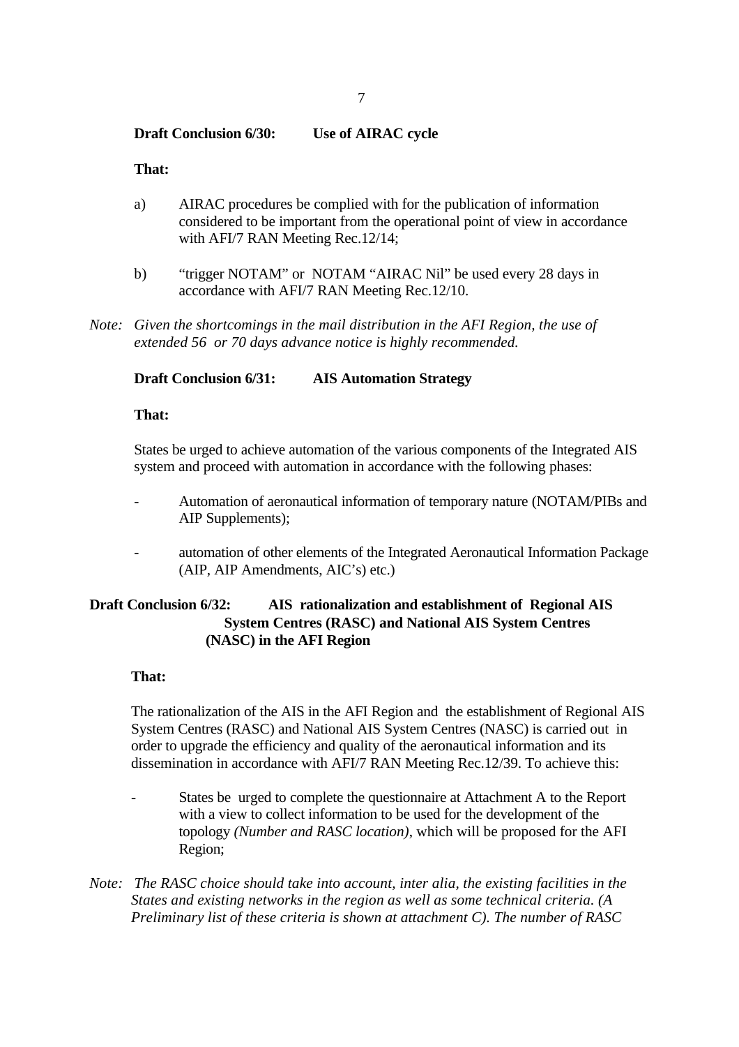**Draft Conclusion 6/30: Use of AIRAC cycle**

**That:**

a) AIRAC procedures be complied with for the publication of information considered to be important from the operational point of view in accordance with AFI/7 RAN Meeting Rec.12/14;

b) "trigger NOTAM" or NOTAM "AIRAC Nil" be used every 28 days in accordance with AFI/7 RAN Meeting Rec.12/10.

*Note: Given the shortcomings in the mail distribution in the AFI Region, the use of extended 56 or 70 days advance notice is highly recommended.*

**Draft Conclusion 6/31: AIS Automation Strategy**

**That:**

States be urged to achieve automation of the various components of the Integrated AIS system and proceed with automation in accordance with the following phases:

- Automation of aeronautical information of temporary nature (NOTAM/PIBs and AIP Supplements);
- automation of other elements of the Integrated Aeronautical Information Package (AIP, AIP Amendments, AIC's) etc.)

**Draft Conclusion 6/32: AIS rationalization and establishment of Regional AIS System Centres (RASC) and National AIS System Centres (NASC) in the AFI Region**

**That:**

The rationalization of the AIS in the AFI Region and the establishment of Regional AIS System Centres (RASC) and National AIS System Centres (NASC) is carried out in order to upgrade the efficiency and quality of the aeronautical information and its dissemination in accordance with AFI/7 RAN Meeting Rec.12/39. To achieve this:

- States be urged to complete the questionnaire at Attachment A to the Report with a view to collect information to be used for the development of the topology *(Number and RASC location)*, which will be proposed for the AFI Region;

*Note: The RASC choice should take into account, inter alia, the existing facilities in the States and existing networks in the region as well as some technical criteria. (A Preliminary list of these criteria is shown at attachment C). The number of RASC*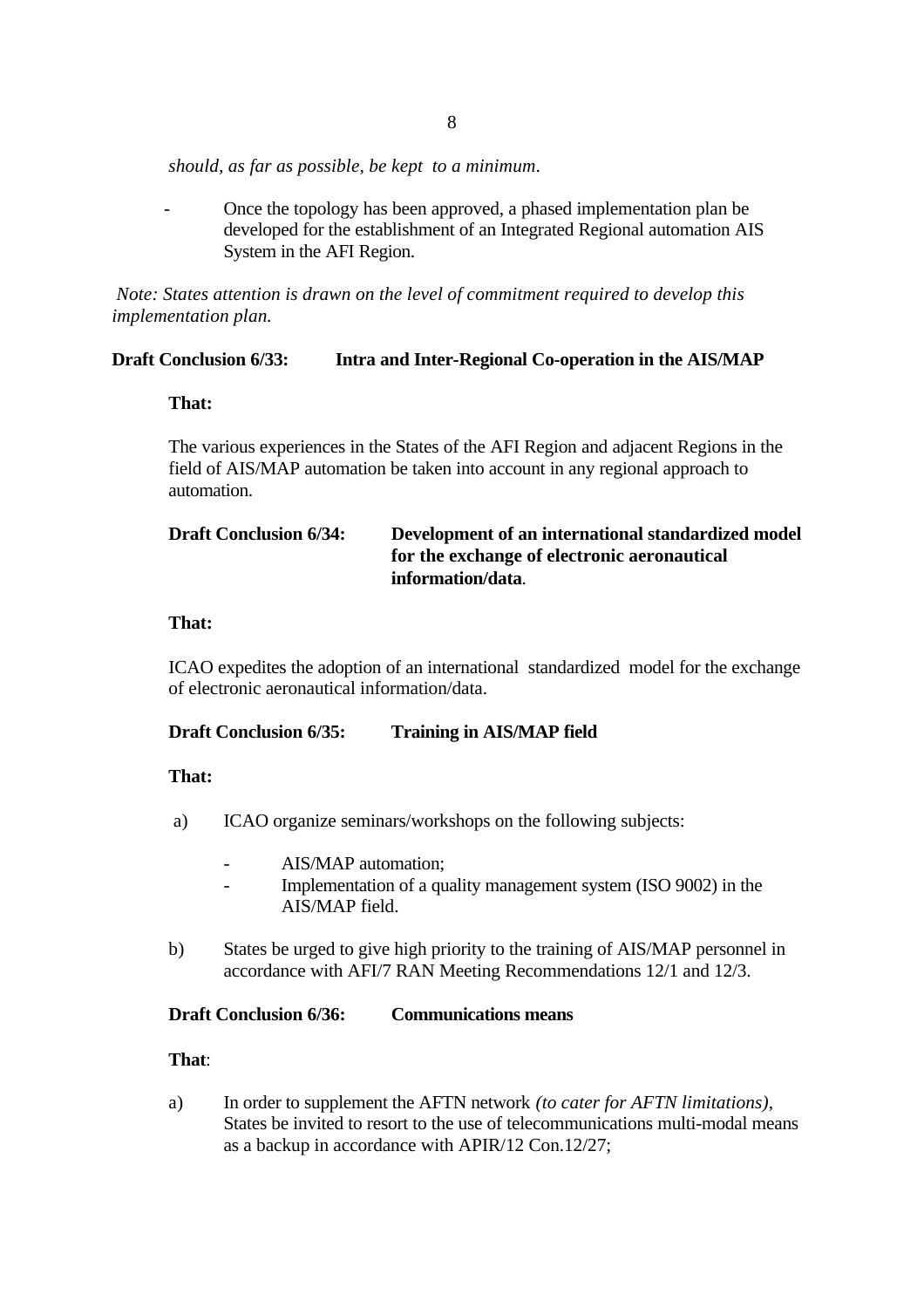*should, as far as possible, be kept to a minimum*.

- Once the topology has been approved, a phased implementation plan be developed for the establishment of an Integrated Regional automation AIS System in the AFI Region.

*Note: States attention is drawn on the level of commitment required to develop this implementation plan.*

**Draft Conclusion 6/33: Intra and Inter-Regional Co-operation in the AIS/MAP**

**That:**

The various experiences in the States of the AFI Region and adjacent Regions in the field of AIS/MAP automation be taken into account in any regional approach to automation.

**Draft Conclusion 6/34: Development of an international standardized model for the exchange of electronic aeronautical information/data.**

**That:**

ICAO expedites the adoption of an international standardized model for the exchange of electronic aeronautical information/data.

**Draft Conclusion 6/35: Training in AIS/MAP field**

**That:**

a) ICAO organize seminars/workshops on the following subjects:

   - AIS/MAP automation;
   - Implementation of a quality management system (ISO 9002) in the AIS/MAP field.

b) States be urged to give high priority to the training of AIS/MAP personnel in accordance with AFI/7 RAN Meeting Recommendations 12/1 and 12/3.

**Draft Conclusion 6/36: Communications means**

**That**:

a) In order to supplement the AFTN network *(to cater for AFTN limitations)*, States be invited to resort to the use of telecommunications multi-modal means as a backup in accordance with APIR/12 Con.12/27;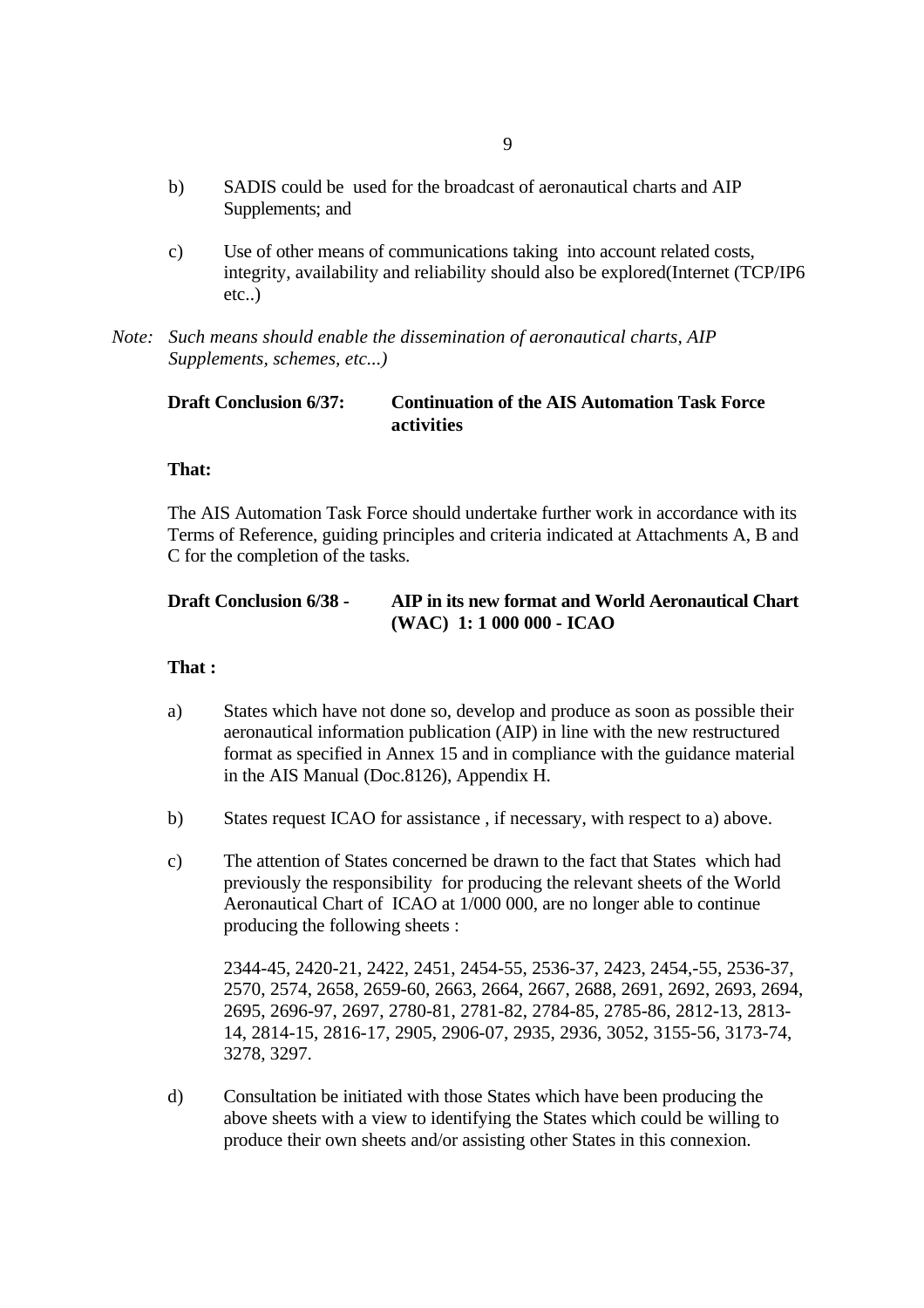b) SADIS could be used for the broadcast of aeronautical charts and AIP Supplements; and

c) Use of other means of communications taking into account related costs, integrity, availability and reliability should also be explored(Internet (TCP/IP6 etc..)

*Note: Such means should enable the dissemination of aeronautical charts, AIP Supplements, schemes, etc...)*

**Draft Conclusion 6/37: Continuation of the AIS Automation Task Force activities**

**That:**

The AIS Automation Task Force should undertake further work in accordance with its Terms of Reference, guiding principles and criteria indicated at Attachments A, B and C for the completion of the tasks.

**Draft Conclusion 6/38 - AIP in its new format and World Aeronautical Chart (WAC) 1: 1 000 000 - ICAO**

**That :**

a) States which have not done so, develop and produce as soon as possible their aeronautical information publication (AIP) in line with the new restructured format as specified in Annex 15 and in compliance with the guidance material in the AIS Manual (Doc.8126), Appendix H.

b) States request ICAO for assistance , if necessary, with respect to a) above.

c) The attention of States concerned be drawn to the fact that States which had previously the responsibility for producing the relevant sheets of the World Aeronautical Chart of ICAO at 1/000 000, are no longer able to continue producing the following sheets :

   2344-45, 2420-21, 2422, 2451, 2454-55, 2536-37, 2423, 2454,-55, 2536-37, 2570, 2574, 2658, 2659-60, 2663, 2664, 2667, 2688, 2691, 2692, 2693, 2694, 2695, 2696-97, 2697, 2780-81, 2781-82, 2784-85, 2785-86, 2812-13, 2813-14, 2814-15, 2816-17, 2905, 2906-07, 2935, 2936, 3052, 3155-56, 3173-74, 3278, 3297.

d) Consultation be initiated with those States which have been producing the above sheets with a view to identifying the States which could be willing to produce their own sheets and/or assisting other States in this connexion.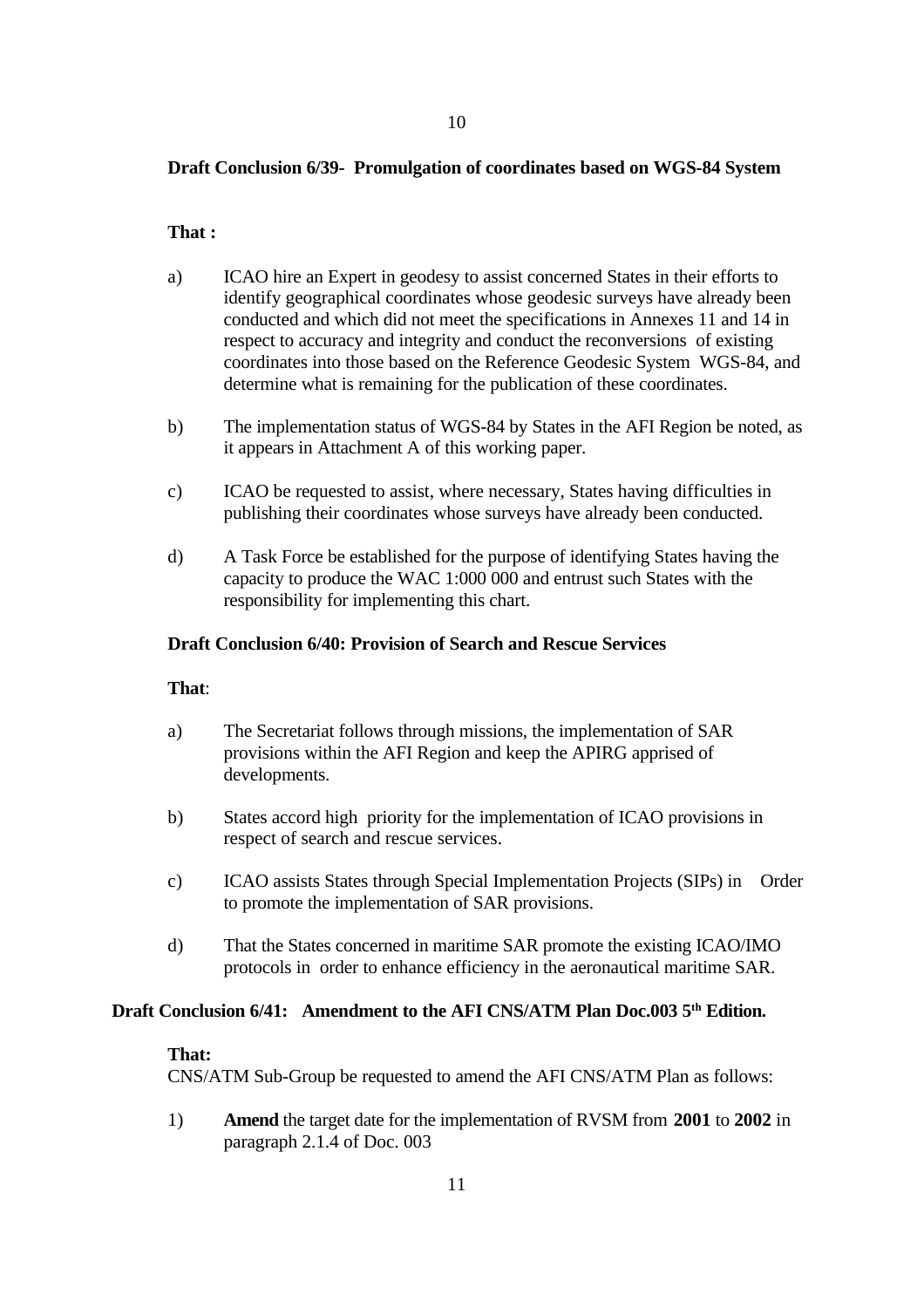**Draft Conclusion 6/39- Promulgation of coordinates based on WGS-84 System**

**That :**

a) ICAO hire an Expert in geodesy to assist concerned States in their efforts to identify geographical coordinates whose geodesic surveys have already been conducted and which did not meet the specifications in Annexes 11 and 14 in respect to accuracy and integrity and conduct the reconversions of existing coordinates into those based on the Reference Geodesic System WGS-84, and determine what is remaining for the publication of these coordinates.

b) The implementation status of WGS-84 by States in the AFI Region be noted, as it appears in Attachment A of this working paper.

c) ICAO be requested to assist, where necessary, States having difficulties in publishing their coordinates whose surveys have already been conducted.

d) A Task Force be established for the purpose of identifying States having the capacity to produce the WAC 1:000 000 and entrust such States with the responsibility for implementing this chart.

**Draft Conclusion 6/40: Provision of Search and Rescue Services**

**That**:

a) The Secretariat follows through missions, the implementation of SAR provisions within the AFI Region and keep the APIRG apprised of developments.

b) States accord high priority for the implementation of ICAO provisions in respect of search and rescue services.

c) ICAO assists States through Special Implementation Projects (SIPs) in Order to promote the implementation of SAR provisions.

d) That the States concerned in maritime SAR promote the existing ICAO/IMO protocols in order to enhance efficiency in the aeronautical maritime SAR.

**Draft Conclusion 6/41: Amendment to the AFI CNS/ATM Plan Doc.003 5th Edition.**

**That:**
CNS/ATM Sub-Group be requested to amend the AFI CNS/ATM Plan as follows:

1) **Amend** the target date for the implementation of RVSM from **2001** to **2002** in paragraph 2.1.4 of Doc. 003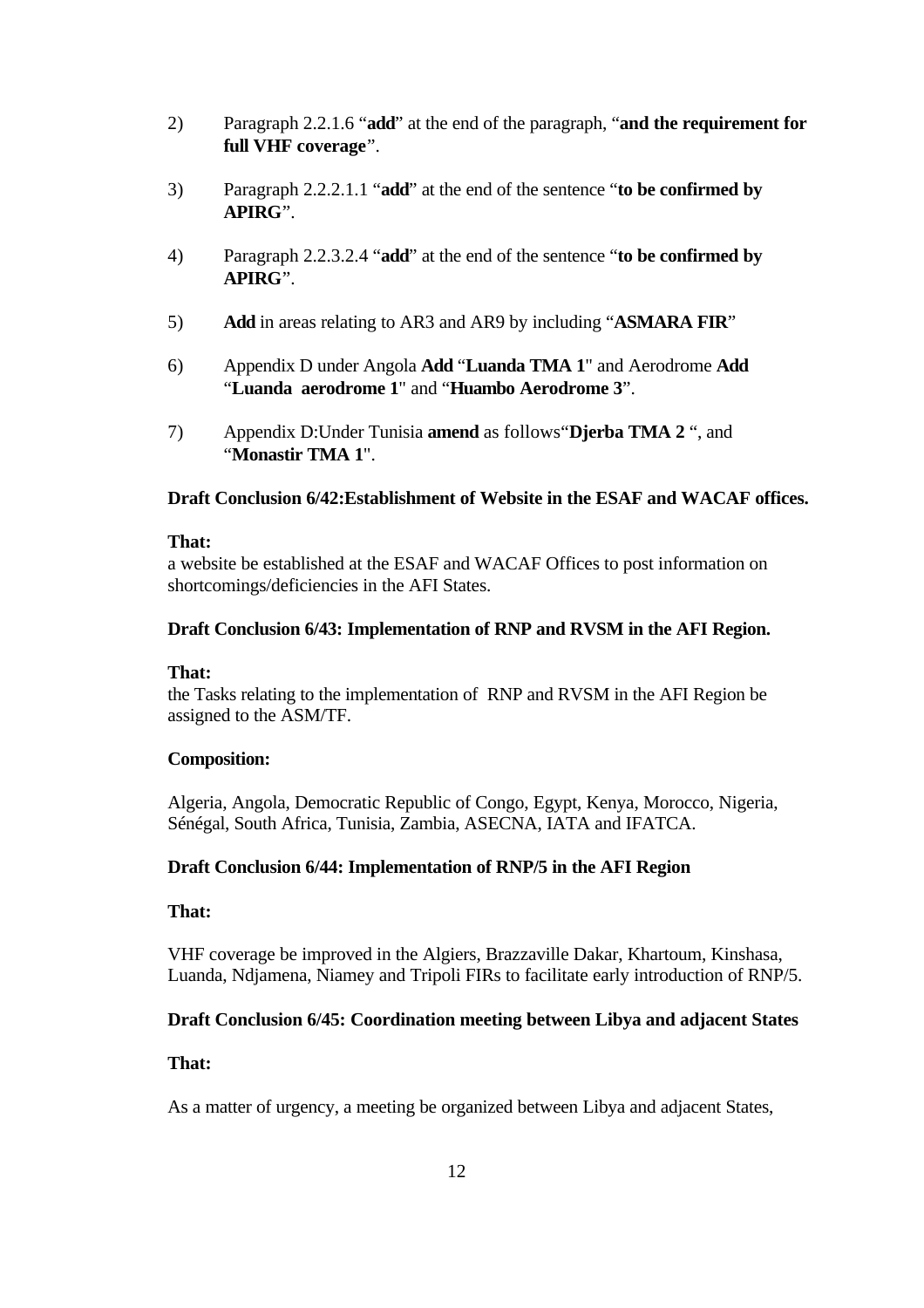2) Paragraph 2.2.1.6 "**add**" at the end of the paragraph, "**and the requirement for full VHF coverage**".

3) Paragraph 2.2.2.1.1 "**add**" at the end of the sentence "**to be confirmed by APIRG**".

4) Paragraph 2.2.3.2.4 "**add**" at the end of the sentence "**to be confirmed by APIRG**".

5) **Add** in areas relating to AR3 and AR9 by including "**ASMARA FIR**"

6) Appendix D under Angola **Add** "**Luanda TMA 1**" and Aerodrome **Add** "**Luanda aerodrome 1**" and "**Huambo Aerodrome 3**".

7) Appendix D:Under Tunisia **amend** as follows"**Djerba TMA 2** ", and "**Monastir TMA 1**".

**Draft Conclusion 6/42:Establishment of Website in the ESAF and WACAF offices.**

**That:**
a website be established at the ESAF and WACAF Offices to post information on shortcomings/deficiencies in the AFI States.

**Draft Conclusion 6/43: Implementation of RNP and RVSM in the AFI Region.**

**That:**
the Tasks relating to the implementation of RNP and RVSM in the AFI Region be assigned to the ASM/TF.

**Composition:**

Algeria, Angola, Democratic Republic of Congo, Egypt, Kenya, Morocco, Nigeria, Sénégal, South Africa, Tunisia, Zambia, ASECNA, IATA and IFATCA.

**Draft Conclusion 6/44: Implementation of RNP/5 in the AFI Region**

**That:**

VHF coverage be improved in the Algiers, Brazzaville Dakar, Khartoum, Kinshasa, Luanda, Ndjamena, Niamey and Tripoli FIRs to facilitate early introduction of RNP/5.

**Draft Conclusion 6/45: Coordination meeting between Libya and adjacent States**

**That:**

As a matter of urgency, a meeting be organized between Libya and adjacent States,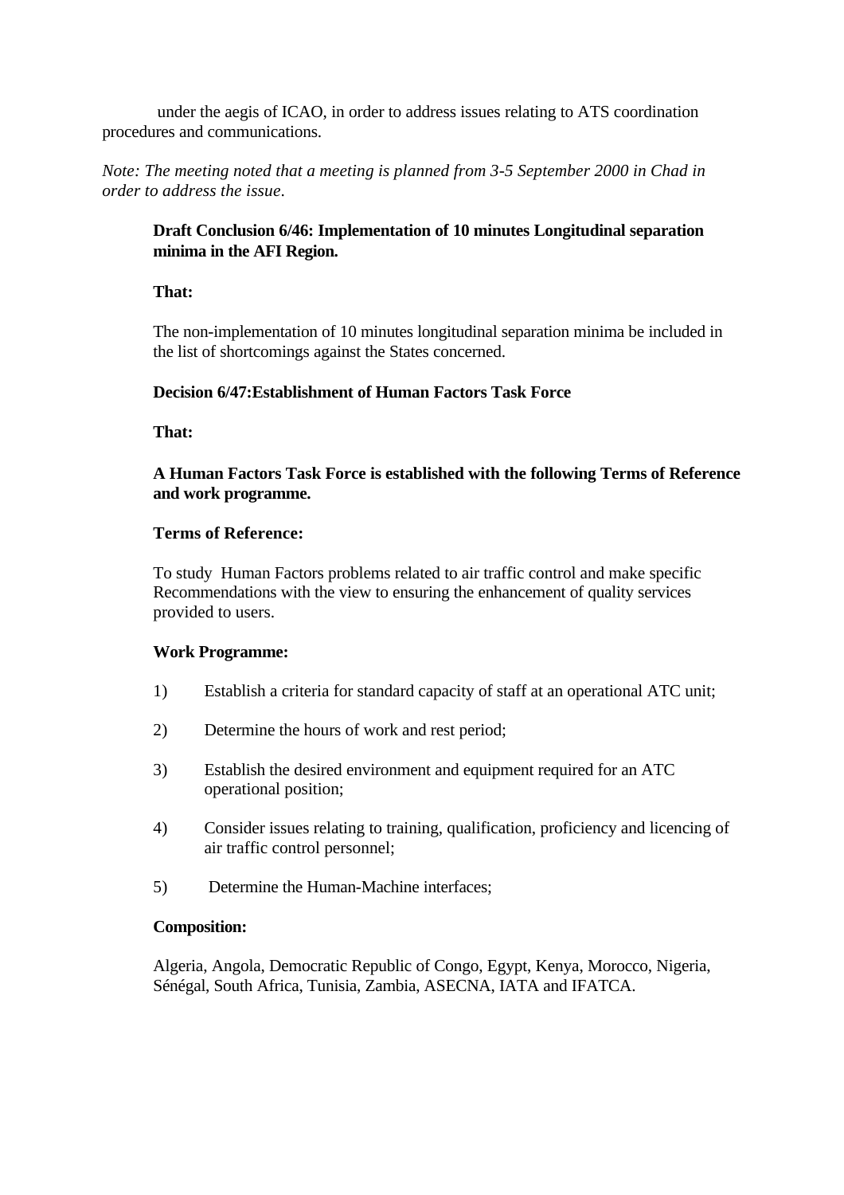under the aegis of ICAO, in order to address issues relating to ATS coordination procedures and communications.

*Note: The meeting noted that a meeting is planned from 3-5 September 2000 in Chad in order to address the issue.*

**Draft Conclusion 6/46: Implementation of 10 minutes Longitudinal separation minima in the AFI Region.**

**That:**

The non-implementation of 10 minutes longitudinal separation minima be included in the list of shortcomings against the States concerned.

**Decision 6/47:Establishment of Human Factors Task Force**

**That:**

**A Human Factors Task Force is established with the following Terms of Reference and work programme.**

**Terms of Reference:**

To study Human Factors problems related to air traffic control and make specific Recommendations with the view to ensuring the enhancement of quality services provided to users.

**Work Programme:**

1) Establish a criteria for standard capacity of staff at an operational ATC unit;

2) Determine the hours of work and rest period;

3) Establish the desired environment and equipment required for an ATC operational position;

4) Consider issues relating to training, qualification, proficiency and licencing of air traffic control personnel;

5) Determine the Human-Machine interfaces;

**Composition:**

Algeria, Angola, Democratic Republic of Congo, Egypt, Kenya, Morocco, Nigeria, Sénégal, South Africa, Tunisia, Zambia, ASECNA, IATA and IFATCA.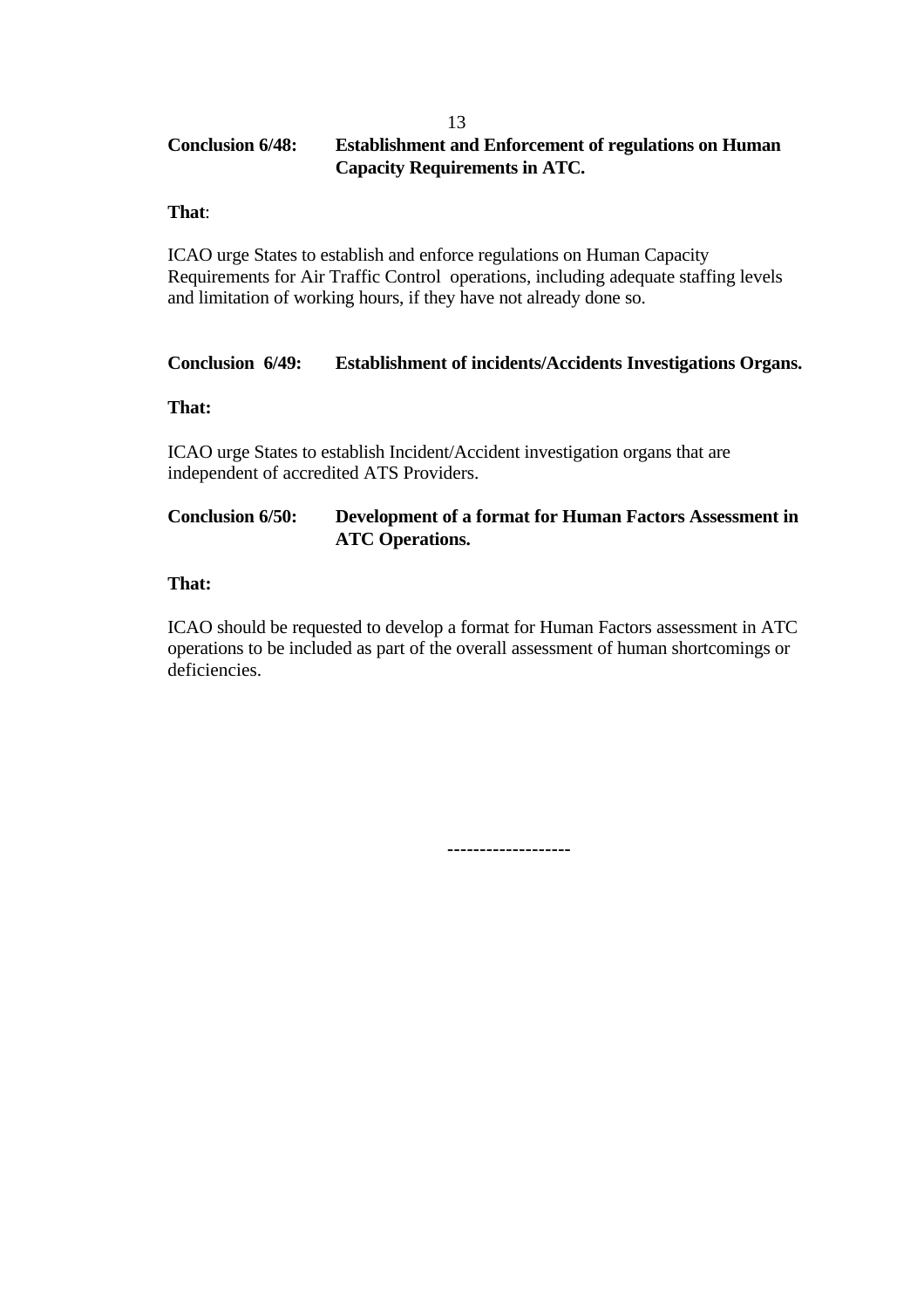**Conclusion 6/48: Establishment and Enforcement of regulations on Human Capacity Requirements in ATC.**

**That**:

ICAO urge States to establish and enforce regulations on Human Capacity Requirements for Air Traffic Control operations, including adequate staffing levels and limitation of working hours, if they have not already done so.

**Conclusion 6/49: Establishment of incidents/Accidents Investigations Organs.**

**That:**

ICAO urge States to establish Incident/Accident investigation organs that are independent of accredited ATS Providers.

**Conclusion 6/50: Development of a format for Human Factors Assessment in ATC Operations.**

**That:**

ICAO should be requested to develop a format for Human Factors assessment in ATC operations to be included as part of the overall assessment of human shortcomings or deficiencies.

-------------------